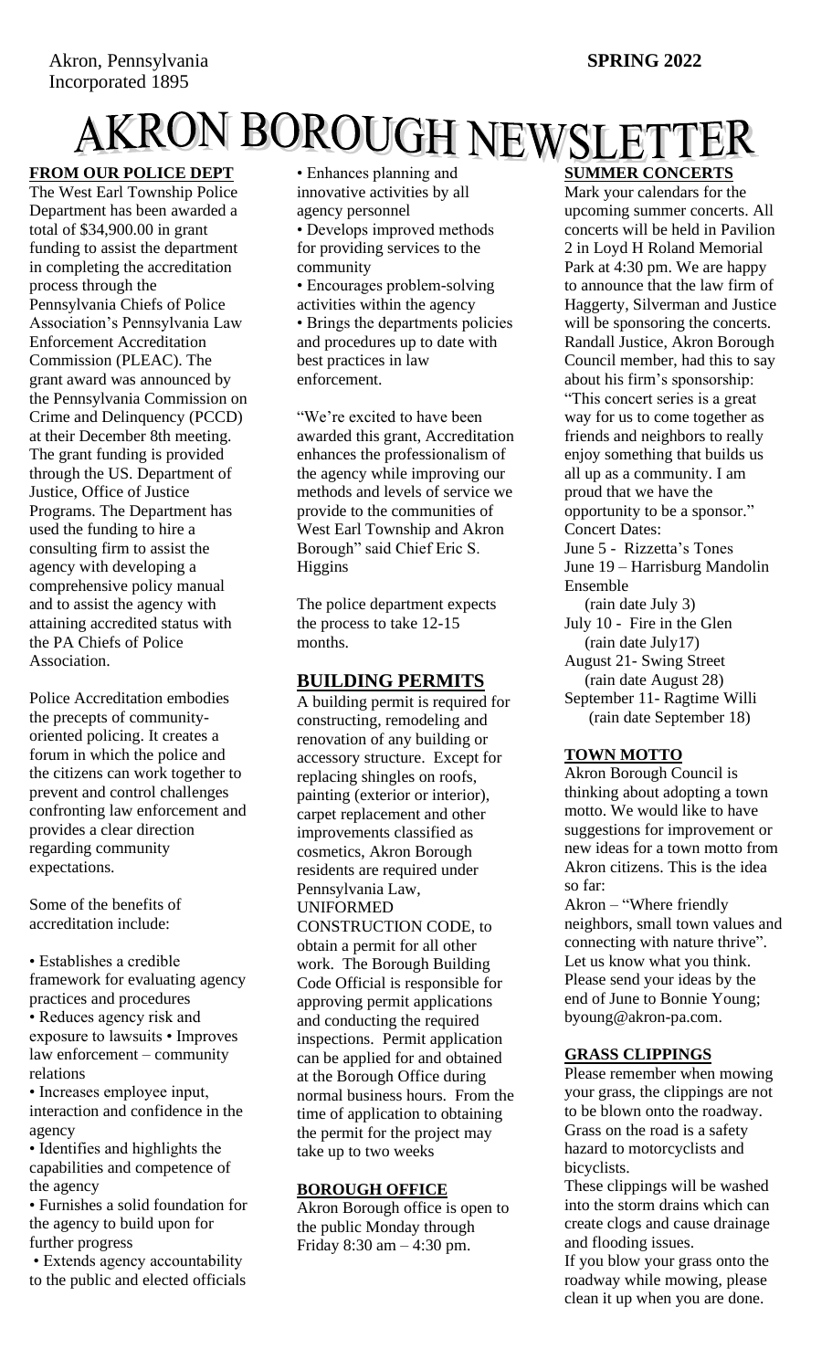Akron, Pennsylvania
Incorporated 1895

**SPRING 2022**

# AKRON BOROUGH NEWSLETTER

## FROM OUR POLICE DEPT

The West Earl Township Police Department has been awarded a total of $34,900.00 in grant funding to assist the department in completing the accreditation process through the Pennsylvania Chiefs of Police Association's Pennsylvania Law Enforcement Accreditation Commission (PLEAC). The grant award was announced by the Pennsylvania Commission on Crime and Delinquency (PCCD) at their December 8th meeting. The grant funding is provided through the US. Department of Justice, Office of Justice Programs. The Department has used the funding to hire a consulting firm to assist the agency with developing a comprehensive policy manual and to assist the agency with attaining accredited status with the PA Chiefs of Police Association.

Police Accreditation embodies the precepts of community-oriented policing. It creates a forum in which the police and the citizens can work together to prevent and control challenges confronting law enforcement and provides a clear direction regarding community expectations.

Some of the benefits of accreditation include:

- Establishes a credible framework for evaluating agency practices and procedures
- Reduces agency risk and exposure to lawsuits
- Improves law enforcement – community relations
- Increases employee input, interaction and confidence in the agency
- Identifies and highlights the capabilities and competence of the agency
- Furnishes a solid foundation for the agency to build upon for further progress
- Extends agency accountability to the public and elected officials
- Enhances planning and innovative activities by all agency personnel
- Develops improved methods for providing services to the community
- Encourages problem-solving activities within the agency
- Brings the departments policies and procedures up to date with best practices in law enforcement.

"We're excited to have been awarded this grant, Accreditation enhances the professionalism of the agency while improving our methods and levels of service we provide to the communities of West Earl Township and Akron Borough" said Chief Eric S. Higgins

The police department expects the process to take 12-15 months.

## BUILDING PERMITS

A building permit is required for constructing, remodeling and renovation of any building or accessory structure. Except for replacing shingles on roofs, painting (exterior or interior), carpet replacement and other improvements classified as cosmetics, Akron Borough residents are required under Pennsylvania Law, UNIFORMED CONSTRUCTION CODE, to obtain a permit for all other work. The Borough Building Code Official is responsible for approving permit applications and conducting the required inspections. Permit application can be applied for and obtained at the Borough Office during normal business hours. From the time of application to obtaining the permit for the project may take up to two weeks

## BOROUGH OFFICE

Akron Borough office is open to the public Monday through Friday 8:30 am – 4:30 pm.

## SUMMER CONCERTS

Mark your calendars for the upcoming summer concerts. All concerts will be held in Pavilion 2 in Loyd H Roland Memorial Park at 4:30 pm. We are happy to announce that the law firm of Haggerty, Silverman and Justice will be sponsoring the concerts. Randall Justice, Akron Borough Council member, had this to say about his firm's sponsorship: "This concert series is a great way for us to come together as friends and neighbors to really enjoy something that builds us all up as a community. I am proud that we have the opportunity to be a sponsor."

Concert Dates:
June 5 - Rizzetta's Tones
June 19 – Harrisburg Mandolin Ensemble
(rain date July 3)
July 10 - Fire in the Glen
(rain date July17)
August 21- Swing Street
(rain date August 28)
September 11- Ragtime Willi
(rain date September 18)

## TOWN MOTTO

Akron Borough Council is thinking about adopting a town motto. We would like to have suggestions for improvement or new ideas for a town motto from Akron citizens. This is the idea so far:

Akron – "Where friendly neighbors, small town values and connecting with nature thrive". Let us know what you think. Please send your ideas by the end of June to Bonnie Young; byoung@akron-pa.com.

## GRASS CLIPPINGS

Please remember when mowing your grass, the clippings are not to be blown onto the roadway. Grass on the road is a safety hazard to motorcyclists and bicyclists.

These clippings will be washed into the storm drains which can create clogs and cause drainage and flooding issues.

If you blow your grass onto the roadway while mowing, please clean it up when you are done.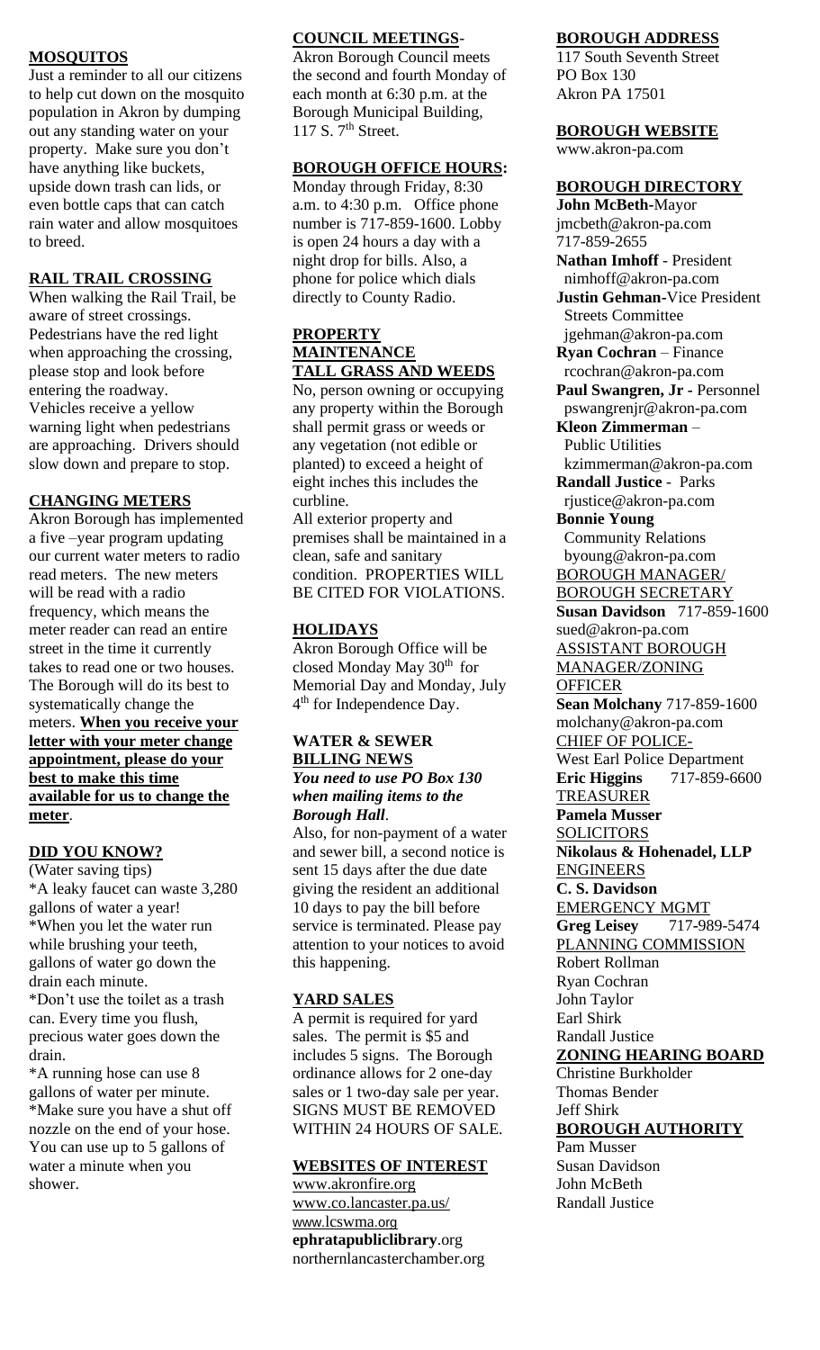## MOSQUITOS

Just a reminder to all our citizens to help cut down on the mosquito population in Akron by dumping out any standing water on your property. Make sure you don't have anything like buckets, upside down trash can lids, or even bottle caps that can catch rain water and allow mosquitoes to breed.

## RAIL TRAIL CROSSING

When walking the Rail Trail, be aware of street crossings. Pedestrians have the red light when approaching the crossing, please stop and look before entering the roadway. Vehicles receive a yellow warning light when pedestrians are approaching. Drivers should slow down and prepare to stop.

## CHANGING METERS

Akron Borough has implemented a five –year program updating our current water meters to radio read meters. The new meters will be read with a radio frequency, which means the meter reader can read an entire street in the time it currently takes to read one or two houses. The Borough will do its best to systematically change the meters. **When you receive your letter with your meter change appointment, please do your best to make this time available for us to change the meter**.

## DID YOU KNOW?

(Water saving tips)

*A leaky faucet can waste 3,280 gallons of water a year!
*When you let the water run while brushing your teeth, gallons of water go down the drain each minute.
*Don't use the toilet as a trash can. Every time you flush, precious water goes down the drain.
*A running hose can use 8 gallons of water per minute.
*Make sure you have a shut off nozzle on the end of your hose. You can use up to 5 gallons of water a minute when you shower.

## COUNCIL MEETINGS-

Akron Borough Council meets the second and fourth Monday of each month at 6:30 p.m. at the Borough Municipal Building, 117 S. 7th Street.

## BOROUGH OFFICE HOURS:

Monday through Friday, 8:30 a.m. to 4:30 p.m. Office phone number is 717-859-1600. Lobby is open 24 hours a day with a night drop for bills. Also, a phone for police which dials directly to County Radio.

## PROPERTY MAINTENANCE TALL GRASS AND WEEDS

No, person owning or occupying any property within the Borough shall permit grass or weeds or any vegetation (not edible or planted) to exceed a height of eight inches this includes the curbline.

All exterior property and premises shall be maintained in a clean, safe and sanitary condition. PROPERTIES WILL BE CITED FOR VIOLATIONS.

## HOLIDAYS

Akron Borough Office will be closed Monday May 30th for Memorial Day and Monday, July 4th for Independence Day.

## WATER & SEWER BILLING NEWS

***You need to use PO Box 130 when mailing items to the Borough Hall**.*

Also, for non-payment of a water and sewer bill, a second notice is sent 15 days after the due date giving the resident an additional 10 days to pay the bill before service is terminated. Please pay attention to your notices to avoid this happening.

## YARD SALES

A permit is required for yard sales. The permit is $5 and includes 5 signs. The Borough ordinance allows for 2 one-day sales or 1 two-day sale per year. SIGNS MUST BE REMOVED WITHIN 24 HOURS OF SALE.

## WEBSITES OF INTEREST

www.akronfire.org
www.co.lancaster.pa.us/
www.lcswma.org
**ephratapubliclibrary**.org
northernlancasterchamber.org

## BOROUGH ADDRESS

117 South Seventh Street
PO Box 130
Akron PA 17501

## BOROUGH WEBSITE

www.akron-pa.com

## BOROUGH DIRECTORY

**John McBeth**-Mayor
jmcbeth@akron-pa.com
717-859-2655
**Nathan Imhoff** - President
nimhoff@akron-pa.com
**Justin Gehman**-Vice President
Streets Committee
jgehman@akron-pa.com
**Ryan Cochran** – Finance
rcochran@akron-pa.com
**Paul Swangren, Jr** - Personnel
pswangrenjr@akron-pa.com
**Kleon Zimmerman** –
Public Utilities
kzimmerman@akron-pa.com
**Randall Justice** - Parks
rjustice@akron-pa.com
**Bonnie Young**
Community Relations
byoung@akron-pa.com

BOROUGH MANAGER/ BOROUGH SECRETARY
**Susan Davidson** 717-859-1600
sued@akron-pa.com

ASSISTANT BOROUGH MANAGER/ZONING OFFICER
**Sean Molchany** 717-859-1600
molchany@akron-pa.com

CHIEF OF POLICE-
West Earl Police Department
**Eric Higgins** 717-859-6600

TREASURER
**Pamela Musser**

SOLICITORS
**Nikolaus & Hohenadel, LLP**

ENGINEERS
**C. S. Davidson**

EMERGENCY MGMT
**Greg Leisey** 717-989-5474

PLANNING COMMISSION
Robert Rollman
Ryan Cochran
John Taylor
Earl Shirk
Randall Justice

**ZONING HEARING BOARD**
Christine Burkholder
Thomas Bender
Jeff Shirk

**BOROUGH AUTHORITY**
Pam Musser
Susan Davidson
John McBeth
Randall Justice